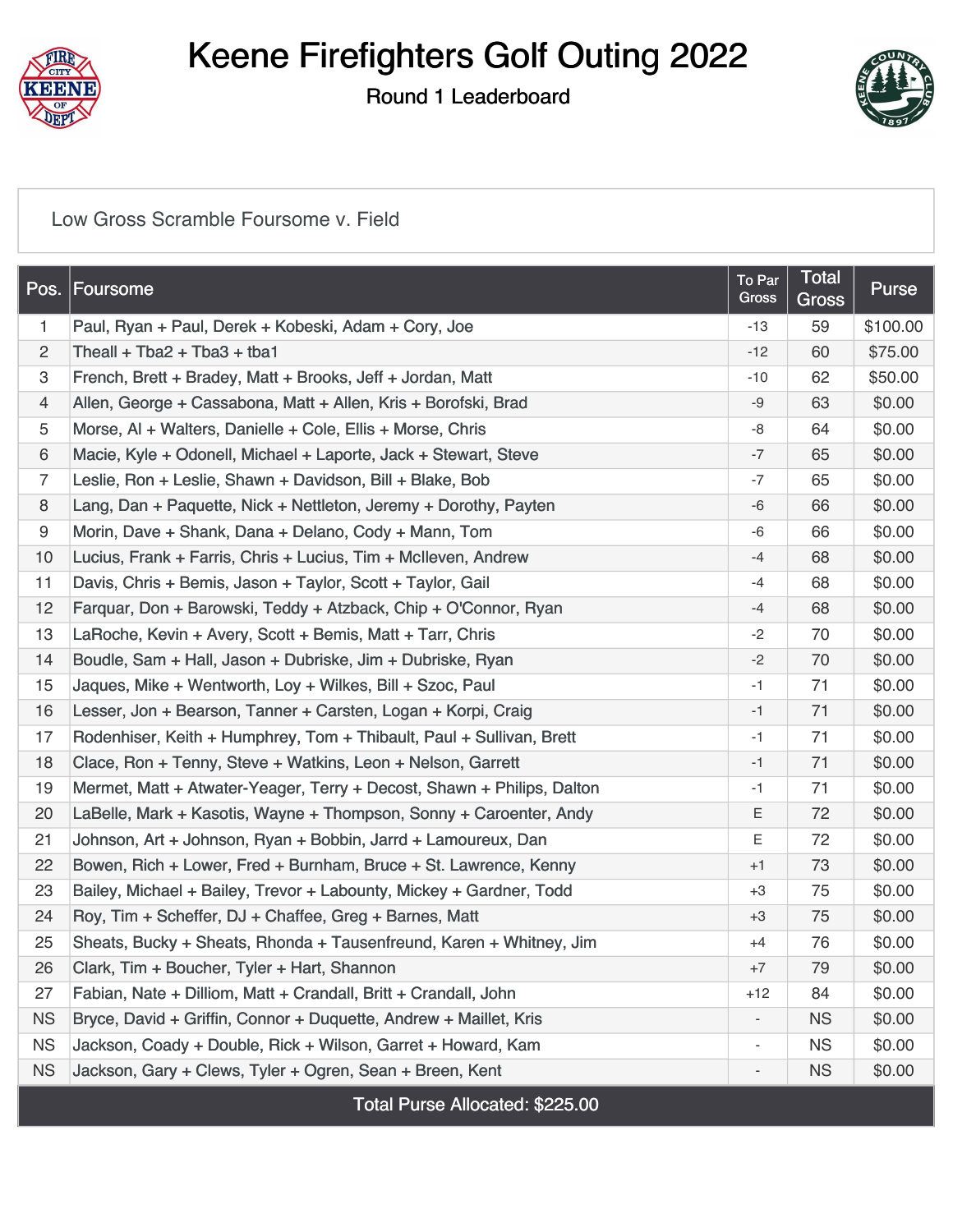# Keene Firefighters Golf Outing 2022

## Round 1 Leaderboard

Low Gross Scramble Foursome v. Field

| Pos. | Foursome | To Par Gross | Total Gross | Purse |
|---|---|---|---|---|
| 1 | Paul, Ryan + Paul, Derek + Kobeski, Adam + Cory, Joe | -13 | 59 | $100.00 |
| 2 | Theall + Tba2 + Tba3 + tba1 | -12 | 60 | $75.00 |
| 3 | French, Brett + Bradey, Matt + Brooks, Jeff + Jordan, Matt | -10 | 62 | $50.00 |
| 4 | Allen, George + Cassabona, Matt + Allen, Kris + Borofski, Brad | -9 | 63 | $0.00 |
| 5 | Morse, Al + Walters, Danielle + Cole, Ellis + Morse, Chris | -8 | 64 | $0.00 |
| 6 | Macie, Kyle + Odonell, Michael + Laporte, Jack + Stewart, Steve | -7 | 65 | $0.00 |
| 7 | Leslie, Ron + Leslie, Shawn + Davidson, Bill + Blake, Bob | -7 | 65 | $0.00 |
| 8 | Lang, Dan + Paquette, Nick + Nettleton, Jeremy + Dorothy, Payten | -6 | 66 | $0.00 |
| 9 | Morin, Dave + Shank, Dana + Delano, Cody + Mann, Tom | -6 | 66 | $0.00 |
| 10 | Lucius, Frank + Farris, Chris + Lucius, Tim + McIleven, Andrew | -4 | 68 | $0.00 |
| 11 | Davis, Chris + Bemis, Jason + Taylor, Scott + Taylor, Gail | -4 | 68 | $0.00 |
| 12 | Farquar, Don + Barowski, Teddy + Atzback, Chip + O'Connor, Ryan | -4 | 68 | $0.00 |
| 13 | LaRoche, Kevin + Avery, Scott + Bemis, Matt + Tarr, Chris | -2 | 70 | $0.00 |
| 14 | Boudle, Sam + Hall, Jason + Dubriske, Jim + Dubriske, Ryan | -2 | 70 | $0.00 |
| 15 | Jaques, Mike + Wentworth, Loy + Wilkes, Bill + Szoc, Paul | -1 | 71 | $0.00 |
| 16 | Lesser, Jon + Bearson, Tanner + Carsten, Logan + Korpi, Craig | -1 | 71 | $0.00 |
| 17 | Rodenhiser, Keith + Humphrey, Tom + Thibault, Paul + Sullivan, Brett | -1 | 71 | $0.00 |
| 18 | Clace, Ron + Tenny, Steve + Watkins, Leon + Nelson, Garrett | -1 | 71 | $0.00 |
| 19 | Mermet, Matt + Atwater-Yeager, Terry + Decost, Shawn + Philips, Dalton | -1 | 71 | $0.00 |
| 20 | LaBelle, Mark + Kasotis, Wayne + Thompson, Sonny + Caroenter, Andy | E | 72 | $0.00 |
| 21 | Johnson, Art + Johnson, Ryan + Bobbin, Jarrd + Lamoureux, Dan | E | 72 | $0.00 |
| 22 | Bowen, Rich + Lower, Fred + Burnham, Bruce + St. Lawrence, Kenny | +1 | 73 | $0.00 |
| 23 | Bailey, Michael + Bailey, Trevor + Labounty, Mickey + Gardner, Todd | +3 | 75 | $0.00 |
| 24 | Roy, Tim + Scheffer, DJ + Chaffee, Greg + Barnes, Matt | +3 | 75 | $0.00 |
| 25 | Sheats, Bucky + Sheats, Rhonda + Tausenfreund, Karen + Whitney, Jim | +4 | 76 | $0.00 |
| 26 | Clark, Tim + Boucher, Tyler + Hart, Shannon | +7 | 79 | $0.00 |
| 27 | Fabian, Nate + Dilliom, Matt + Crandall, Britt + Crandall, John | +12 | 84 | $0.00 |
| NS | Bryce, David + Griffin, Connor + Duquette, Andrew + Maillet, Kris | - | NS | $0.00 |
| NS | Jackson, Coady + Double, Rick + Wilson, Garret + Howard, Kam | - | NS | $0.00 |
| NS | Jackson, Gary + Clews, Tyler + Ogren, Sean + Breen, Kent | - | NS | $0.00 |

Total Purse Allocated: $225.00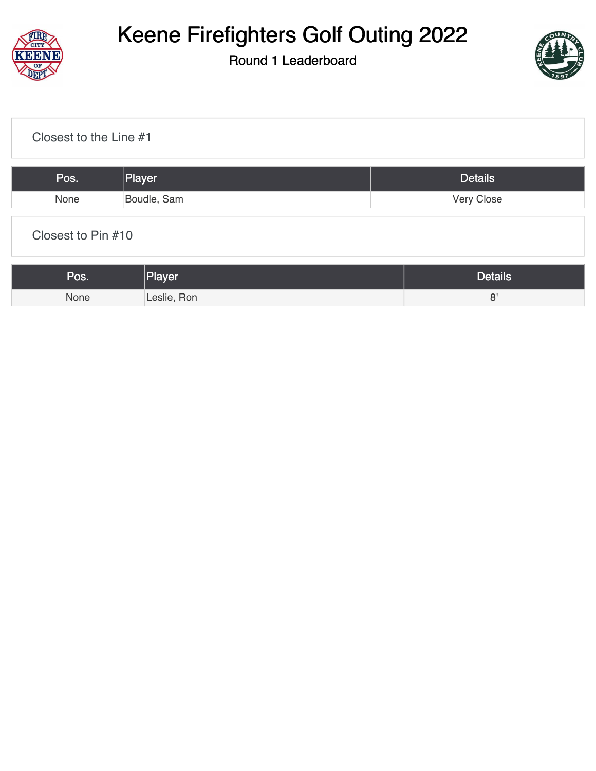# Keene Firefighters Golf Outing 2022

Round 1 Leaderboard

## Closest to the Line #1

| Pos. | Player | Details |
|---|---|---|
| None | Boudle, Sam | Very Close |

## Closest to Pin #10

| Pos. | Player | Details |
|---|---|---|
| None | Leslie, Ron | 8' |